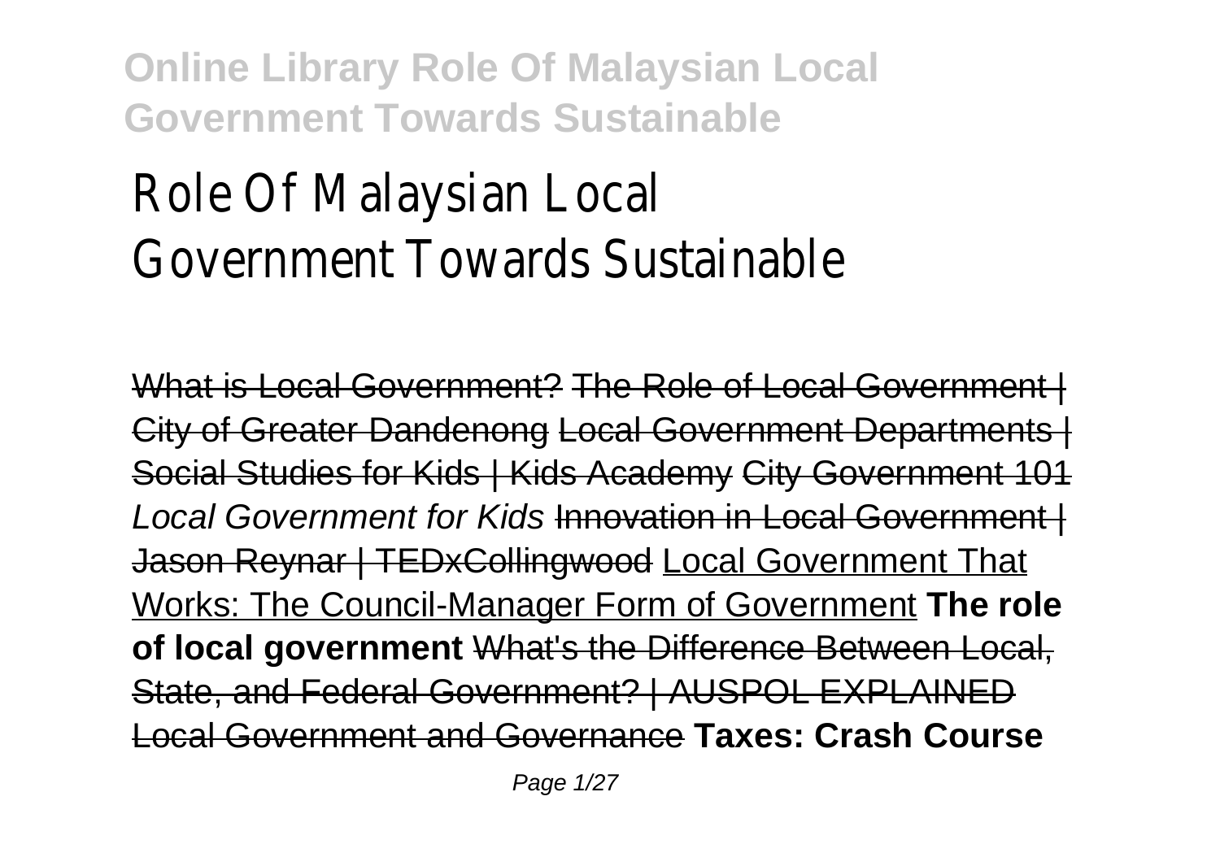# Role Of Malaysian Local Government Towards Sustainable

What is Local Government? The Role of Local Government | City of Greater Dandenong Local Government Departments | Social Studies for Kids | Kids Academy City Government 101 *Local Government for Kids* Innovation in Local Government | Jason Reynar | TEDxCollingwood Local Government That Works: The Council-Manager Form of Government **The role of local government** What's the Difference Between Local, State, and Federal Government? | AUSPOL EXPLAINED Local Government and Governance **Taxes: Crash Course**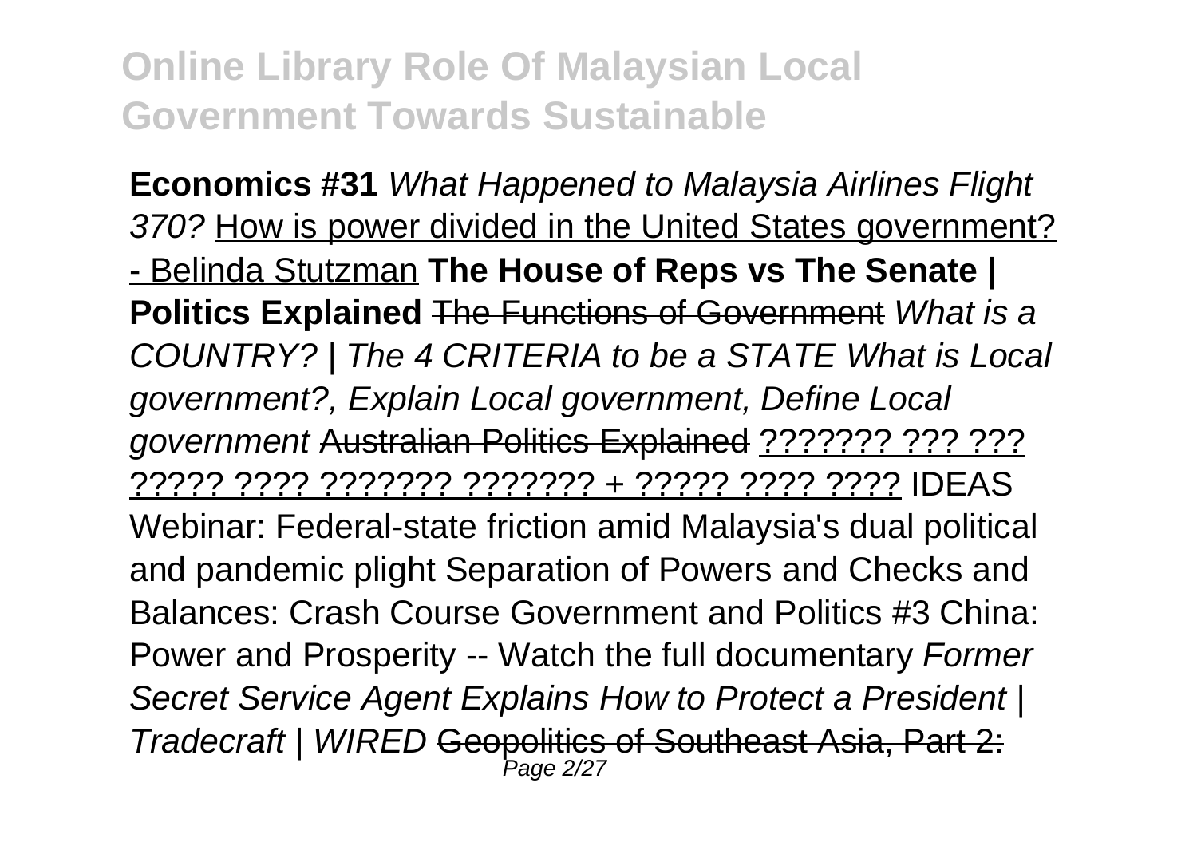**Economics #31** *What Happened to Malaysia Airlines Flight 370?* How is power divided in the United States government? - Belinda Stutzman **The House of Reps vs The Senate | Politics Explained** ~~The Functions of Government~~ *What is a COUNTRY? | The 4 CRITERIA to be a STATE What is Local government?, Explain Local government, Define Local government* ~~Australian Politics Explained~~ ??????? ??? ??? ????? ???? ??????? ??????? + ????? ???? ???? IDEAS Webinar: Federal-state friction amid Malaysia's dual political and pandemic plight Separation of Powers and Checks and Balances: Crash Course Government and Politics #3 China: Power and Prosperity -- Watch the full documentary *Former Secret Service Agent Explains How to Protect a President | Tradecraft | WIRED* ~~Geopolitics of Southeast Asia, Part 2:~~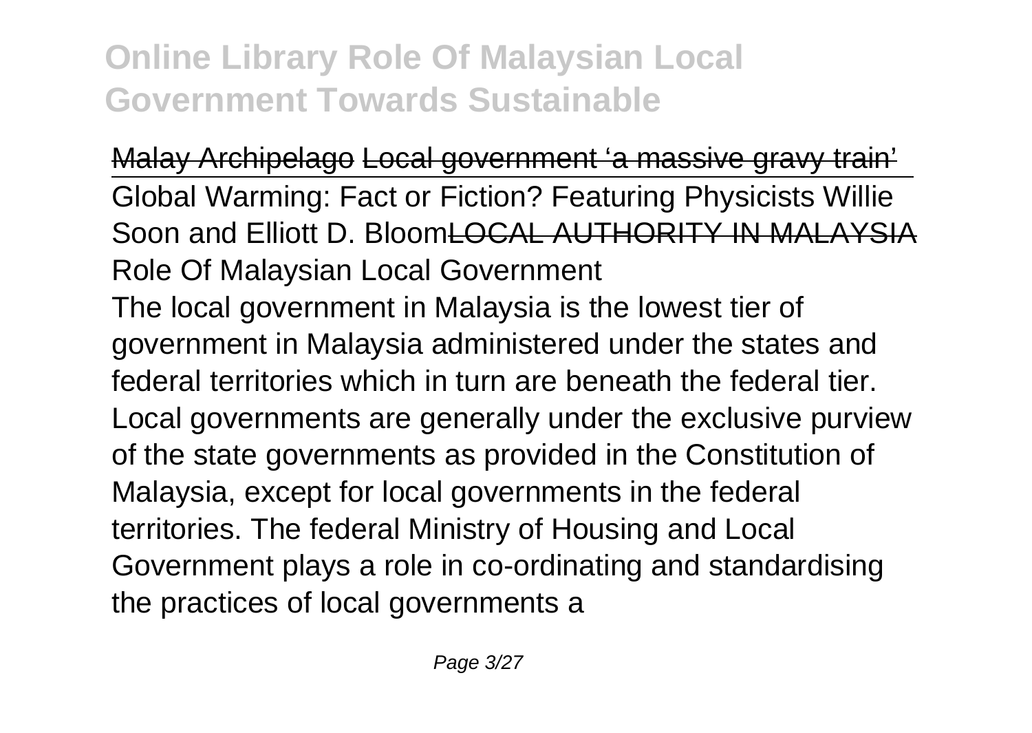~~Malay Archipelago~~ ~~Local government 'a massive gravy train'~~

Global Warming: Fact or Fiction? Featuring Physicists Willie Soon and Elliott D. Bloom~~LOCAL AUTHORITY IN MALAYSIA~~

Role Of Malaysian Local Government

The local government in Malaysia is the lowest tier of government in Malaysia administered under the states and federal territories which in turn are beneath the federal tier. Local governments are generally under the exclusive purview of the state governments as provided in the Constitution of Malaysia, except for local governments in the federal territories. The federal Ministry of Housing and Local Government plays a role in co-ordinating and standardising the practices of local governments a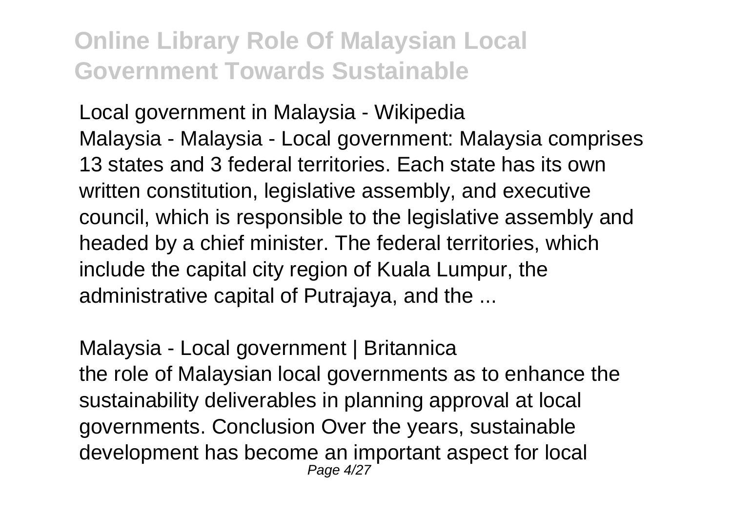Local government in Malaysia - Wikipedia

Malaysia - Malaysia - Local government: Malaysia comprises 13 states and 3 federal territories. Each state has its own written constitution, legislative assembly, and executive council, which is responsible to the legislative assembly and headed by a chief minister. The federal territories, which include the capital city region of Kuala Lumpur, the administrative capital of Putrajaya, and the ...

Malaysia - Local government | Britannica

the role of Malaysian local governments as to enhance the sustainability deliverables in planning approval at local governments. Conclusion Over the years, sustainable development has become an important aspect for local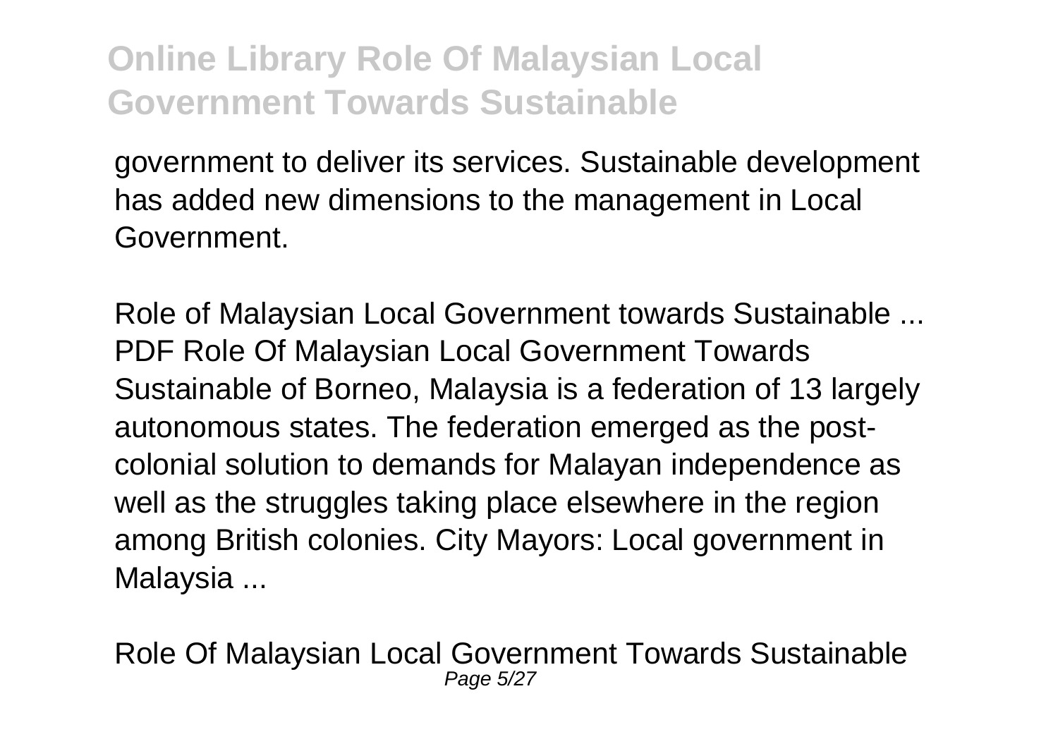government to deliver its services. Sustainable development has added new dimensions to the management in Local Government.

Role of Malaysian Local Government towards Sustainable ...
PDF Role Of Malaysian Local Government Towards Sustainable of Borneo, Malaysia is a federation of 13 largely autonomous states. The federation emerged as the post-colonial solution to demands for Malayan independence as well as the struggles taking place elsewhere in the region among British colonies. City Mayors: Local government in Malaysia ...

Role Of Malaysian Local Government Towards Sustainable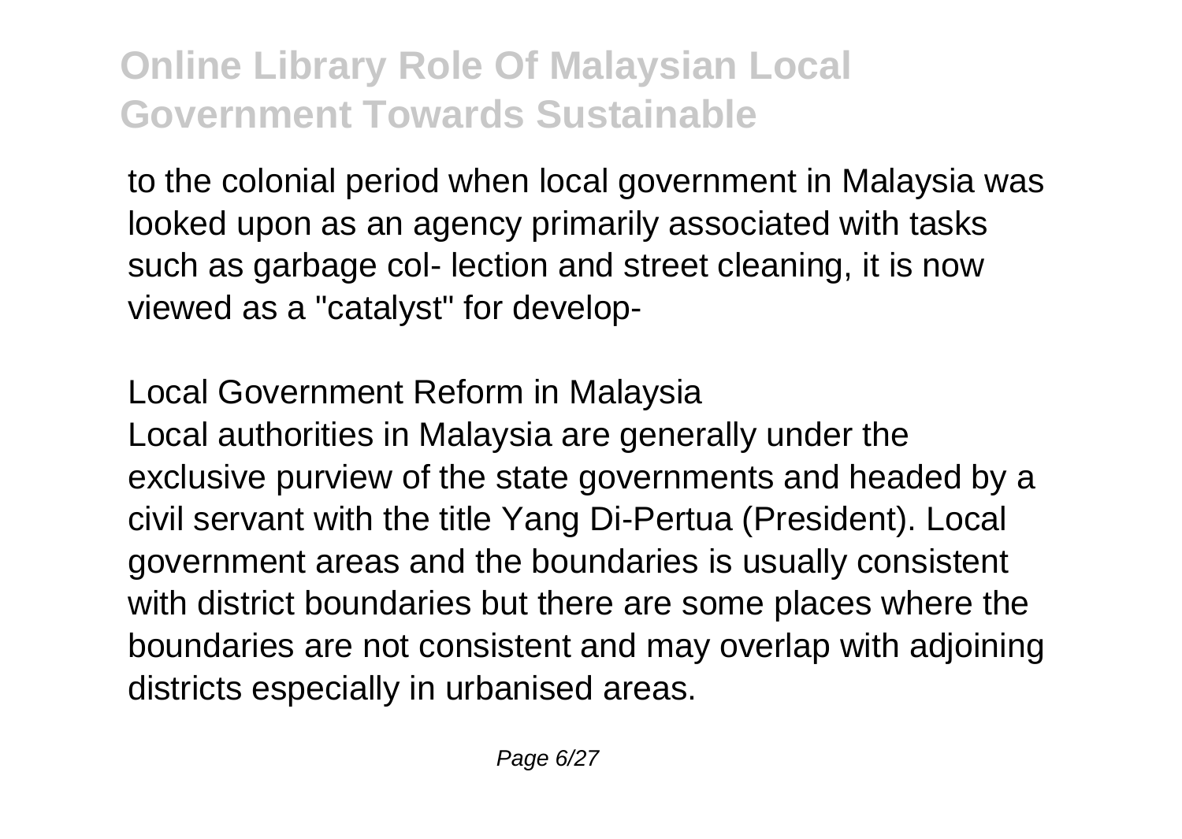to the colonial period when local government in Malaysia was looked upon as an agency primarily associated with tasks such as garbage col- lection and street cleaning, it is now viewed as a "catalyst" for develop-

## Local Government Reform in Malaysia

Local authorities in Malaysia are generally under the exclusive purview of the state governments and headed by a civil servant with the title Yang Di-Pertua (President). Local government areas and the boundaries is usually consistent with district boundaries but there are some places where the boundaries are not consistent and may overlap with adjoining districts especially in urbanised areas.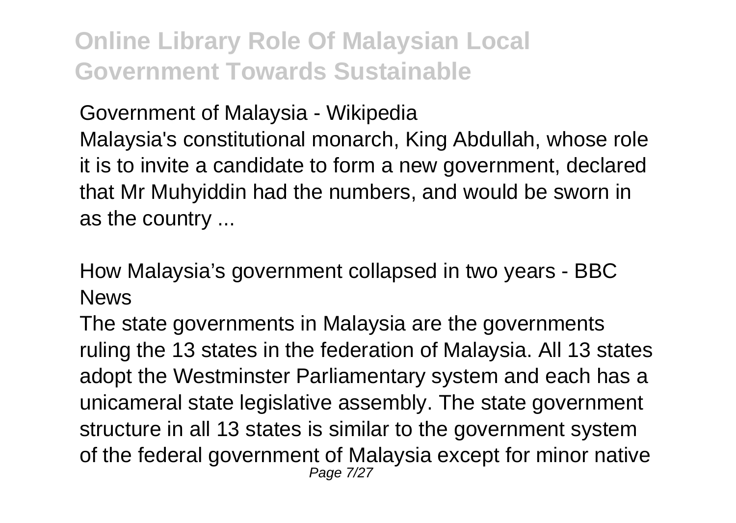Government of Malaysia - Wikipedia

Malaysia's constitutional monarch, King Abdullah, whose role it is to invite a candidate to form a new government, declared that Mr Muhyiddin had the numbers, and would be sworn in as the country ...

How Malaysia's government collapsed in two years - BBC News

The state governments in Malaysia are the governments ruling the 13 states in the federation of Malaysia. All 13 states adopt the Westminster Parliamentary system and each has a unicameral state legislative assembly. The state government structure in all 13 states is similar to the government system of the federal government of Malaysia except for minor native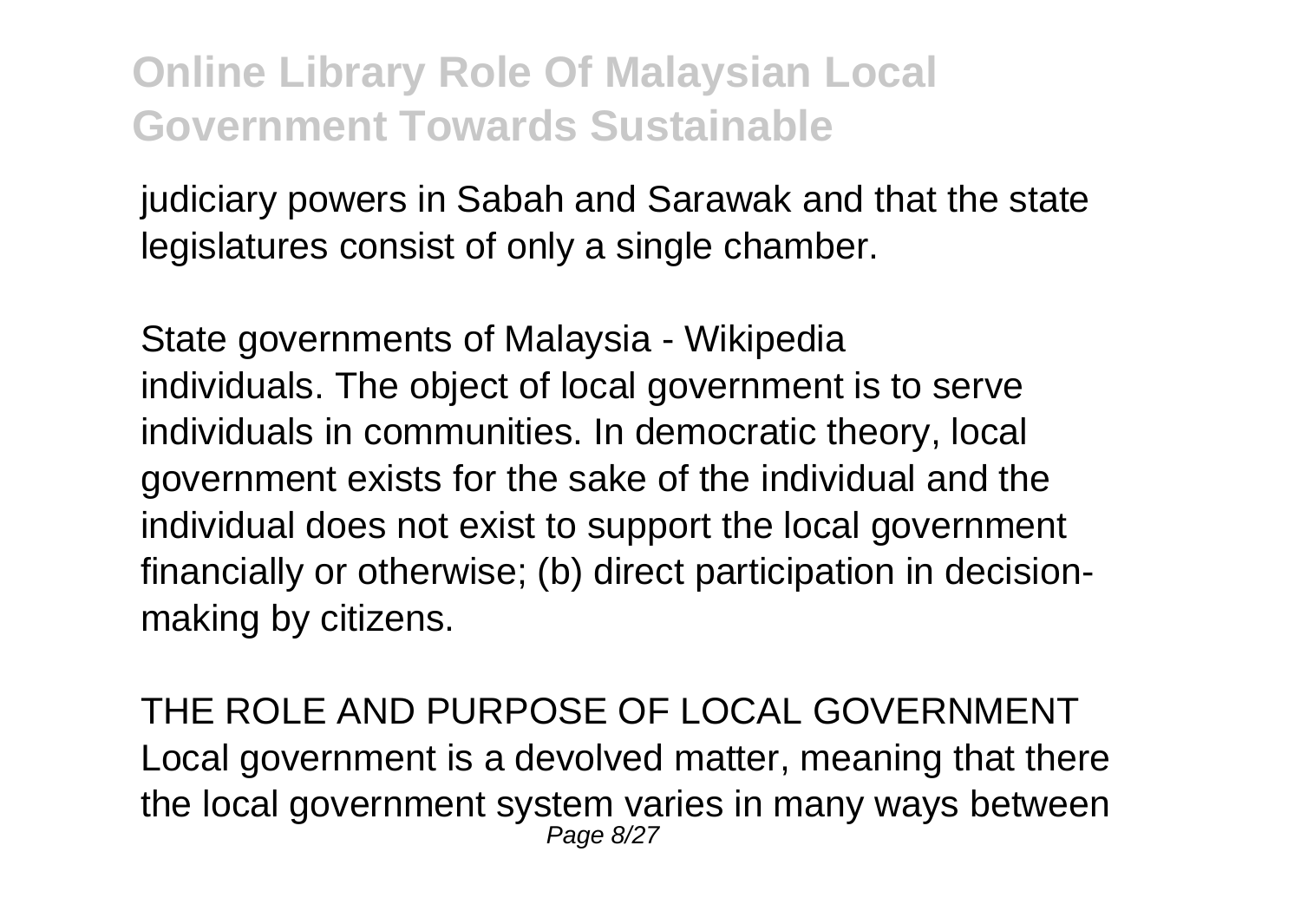judiciary powers in Sabah and Sarawak and that the state legislatures consist of only a single chamber.

State governments of Malaysia - Wikipedia
individuals. The object of local government is to serve individuals in communities. In democratic theory, local government exists for the sake of the individual and the individual does not exist to support the local government financially or otherwise; (b) direct participation in decision-making by citizens.

THE ROLE AND PURPOSE OF LOCAL GOVERNMENT
Local government is a devolved matter, meaning that there the local government system varies in many ways between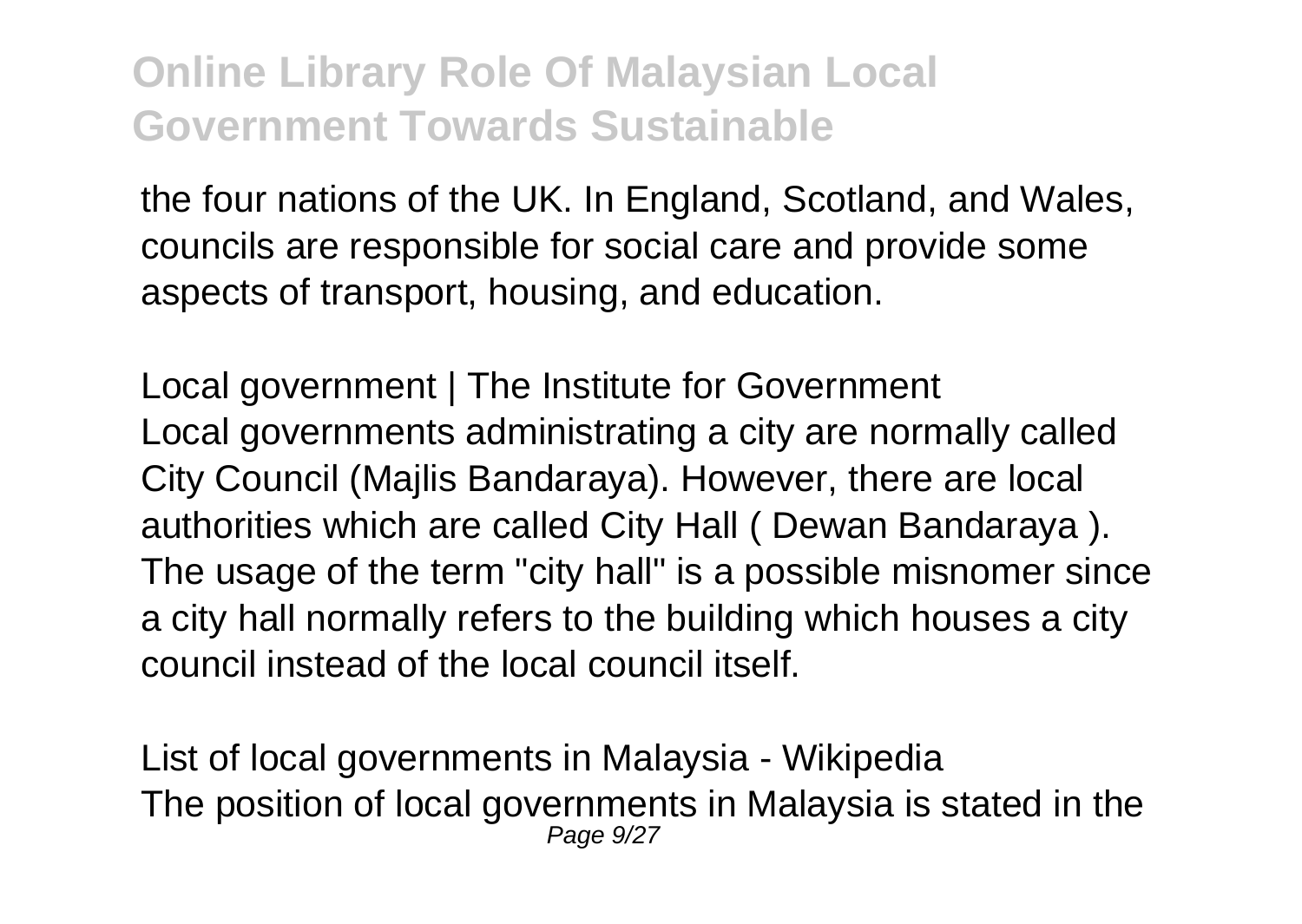the four nations of the UK. In England, Scotland, and Wales, councils are responsible for social care and provide some aspects of transport, housing, and education.

Local government | The Institute for Government
Local governments administrating a city are normally called City Council (Majlis Bandaraya). However, there are local authorities which are called City Hall ( Dewan Bandaraya ). The usage of the term "city hall" is a possible misnomer since a city hall normally refers to the building which houses a city council instead of the local council itself.

List of local governments in Malaysia - Wikipedia
The position of local governments in Malaysia is stated in the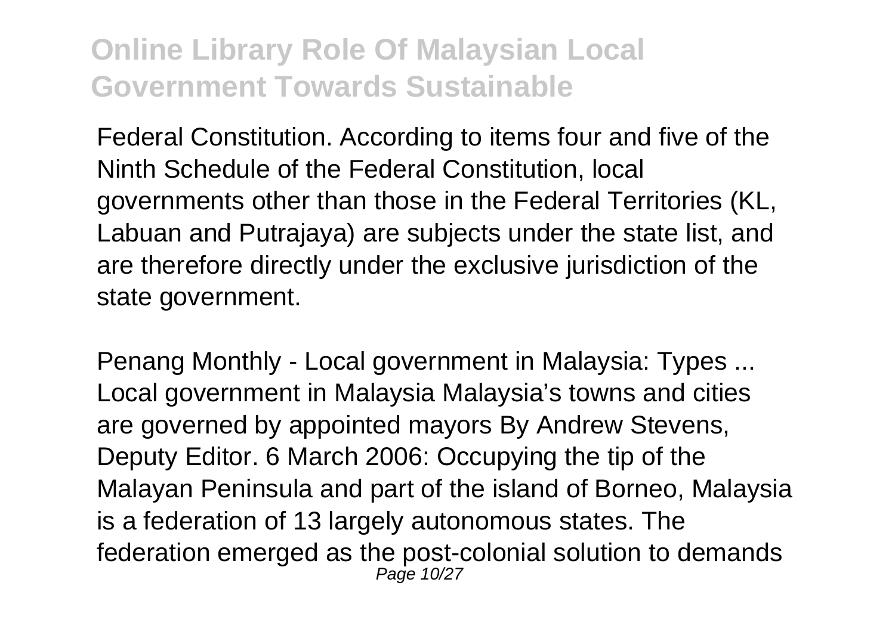Federal Constitution. According to items four and five of the Ninth Schedule of the Federal Constitution, local governments other than those in the Federal Territories (KL, Labuan and Putrajaya) are subjects under the state list, and are therefore directly under the exclusive jurisdiction of the state government.

Penang Monthly - Local government in Malaysia: Types ...
Local government in Malaysia Malaysia's towns and cities are governed by appointed mayors By Andrew Stevens, Deputy Editor. 6 March 2006: Occupying the tip of the Malayan Peninsula and part of the island of Borneo, Malaysia is a federation of 13 largely autonomous states. The federation emerged as the post-colonial solution to demands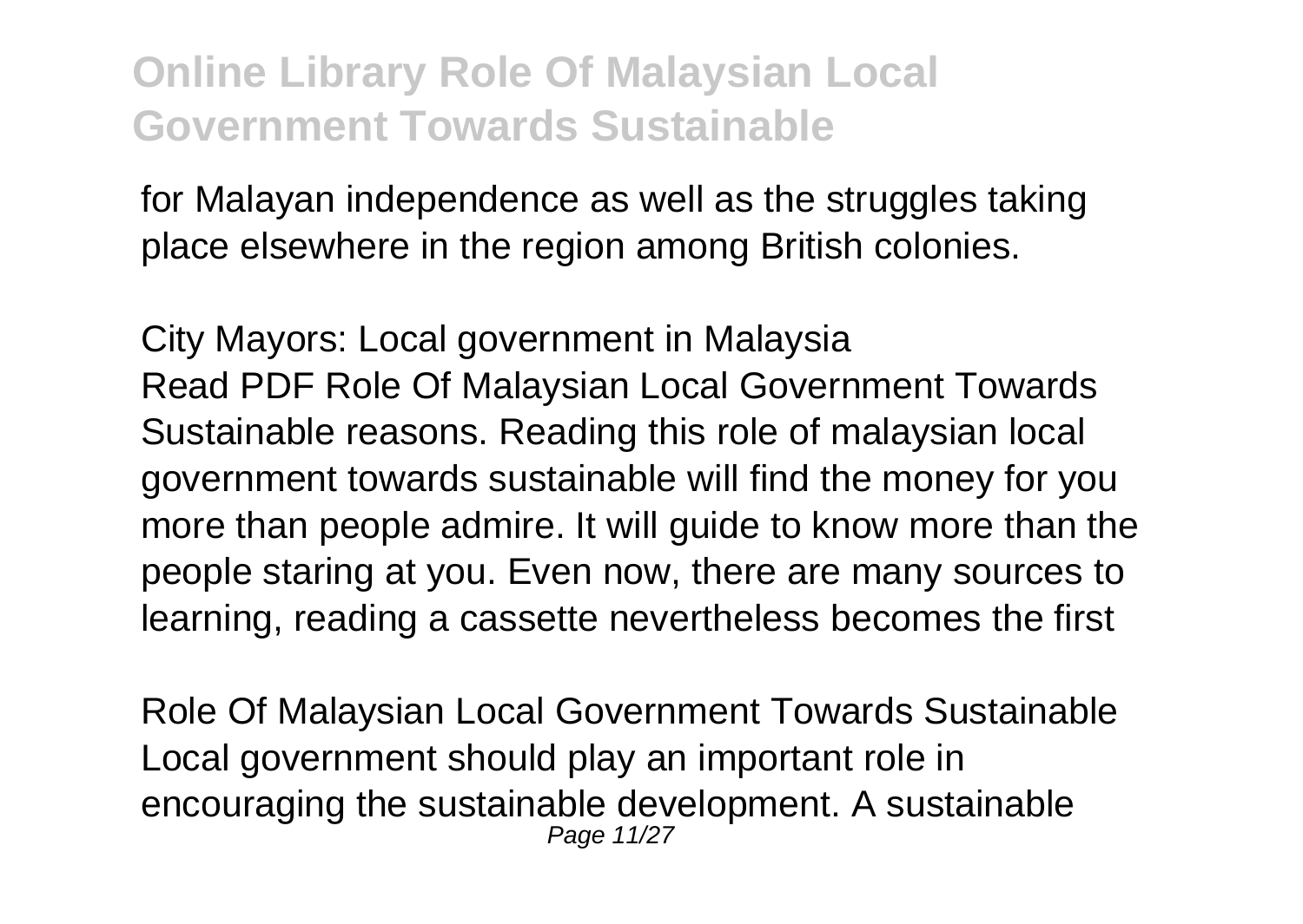for Malayan independence as well as the struggles taking place elsewhere in the region among British colonies.

City Mayors: Local government in Malaysia
Read PDF Role Of Malaysian Local Government Towards Sustainable reasons. Reading this role of malaysian local government towards sustainable will find the money for you more than people admire. It will guide to know more than the people staring at you. Even now, there are many sources to learning, reading a cassette nevertheless becomes the first

Role Of Malaysian Local Government Towards Sustainable
Local government should play an important role in encouraging the sustainable development. A sustainable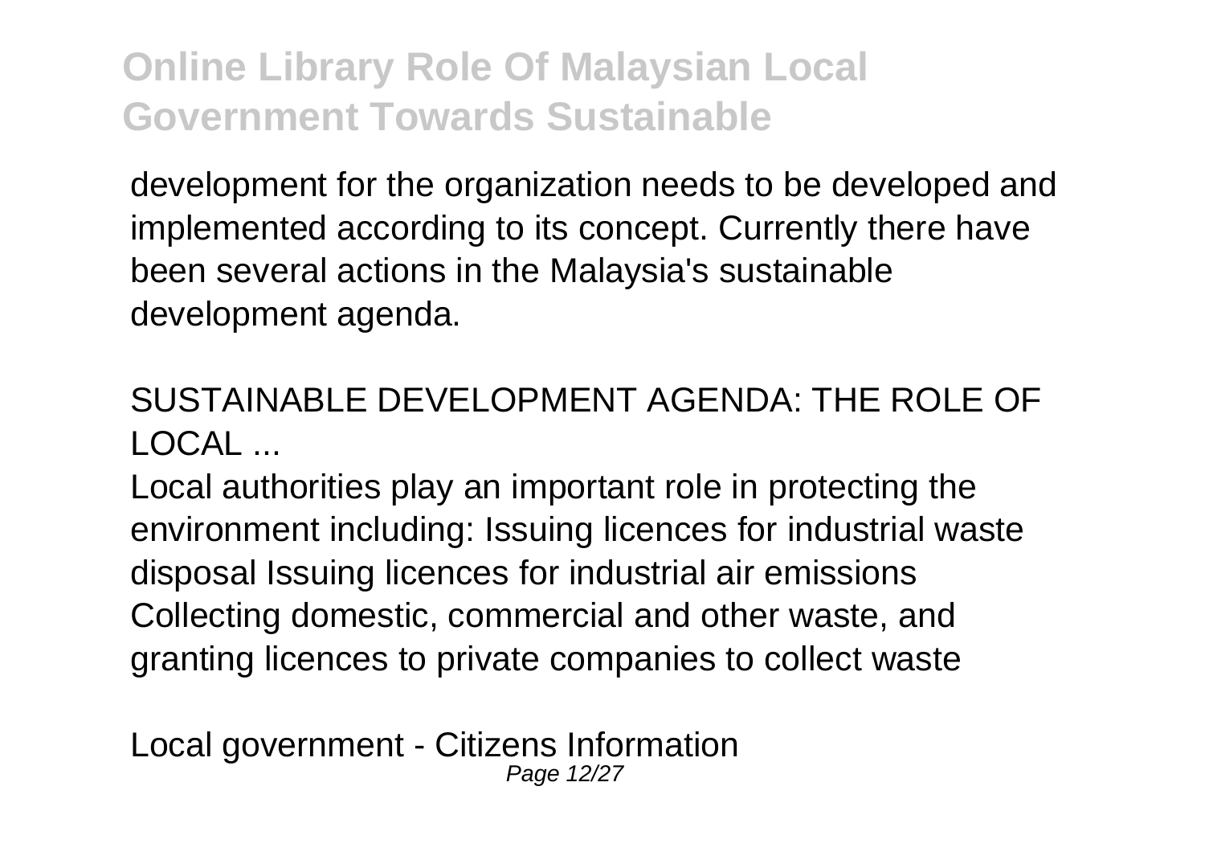development for the organization needs to be developed and implemented according to its concept. Currently there have been several actions in the Malaysia's sustainable development agenda.

SUSTAINABLE DEVELOPMENT AGENDA: THE ROLE OF LOCAL ...

Local authorities play an important role in protecting the environment including: Issuing licences for industrial waste disposal Issuing licences for industrial air emissions Collecting domestic, commercial and other waste, and granting licences to private companies to collect waste

Local government - Citizens Information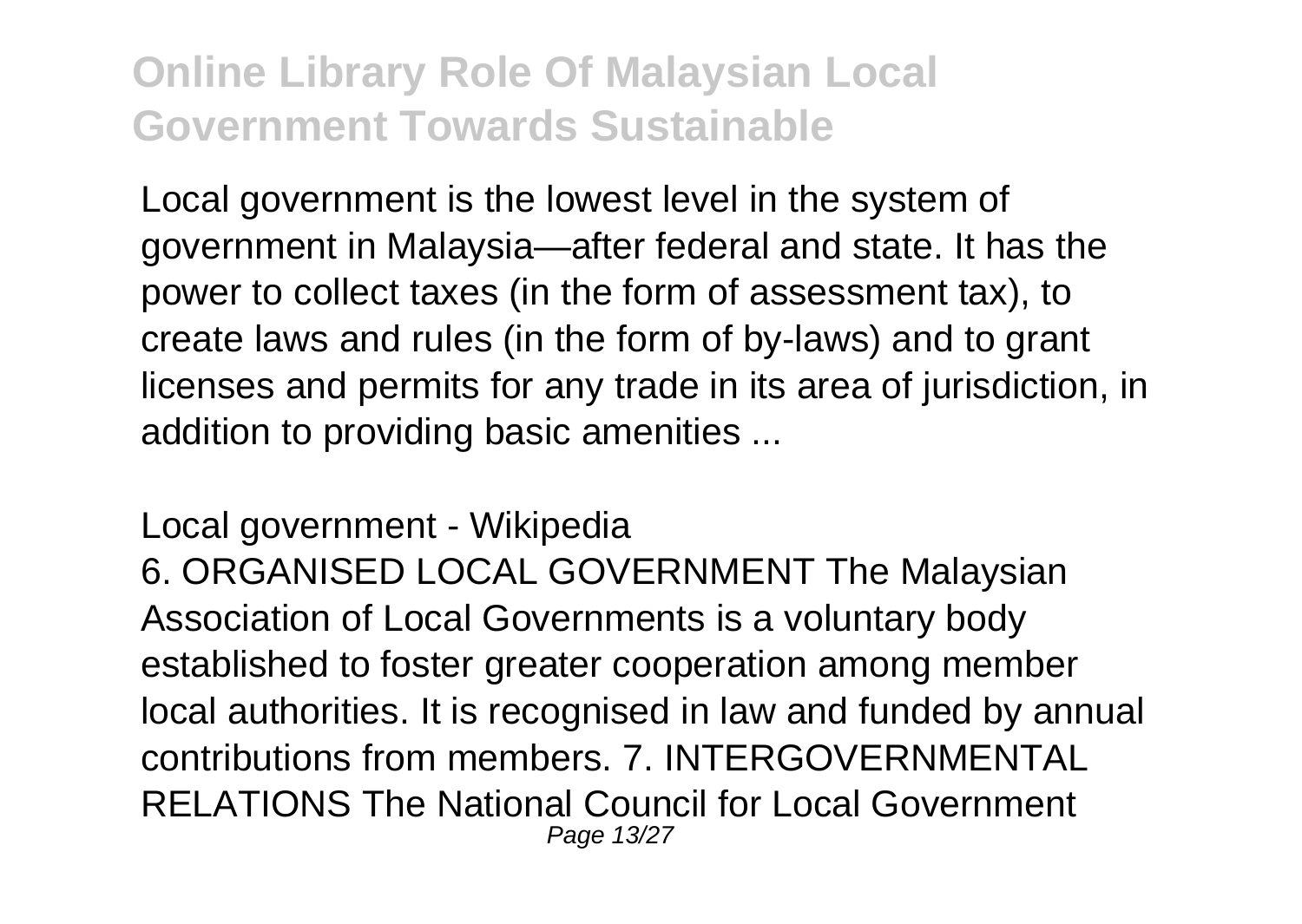Local government is the lowest level in the system of government in Malaysia—after federal and state. It has the power to collect taxes (in the form of assessment tax), to create laws and rules (in the form of by-laws) and to grant licenses and permits for any trade in its area of jurisdiction, in addition to providing basic amenities ...

Local government - Wikipedia

6. ORGANISED LOCAL GOVERNMENT The Malaysian Association of Local Governments is a voluntary body established to foster greater cooperation among member local authorities. It is recognised in law and funded by annual contributions from members. 7. INTERGOVERNMENTAL RELATIONS The National Council for Local Government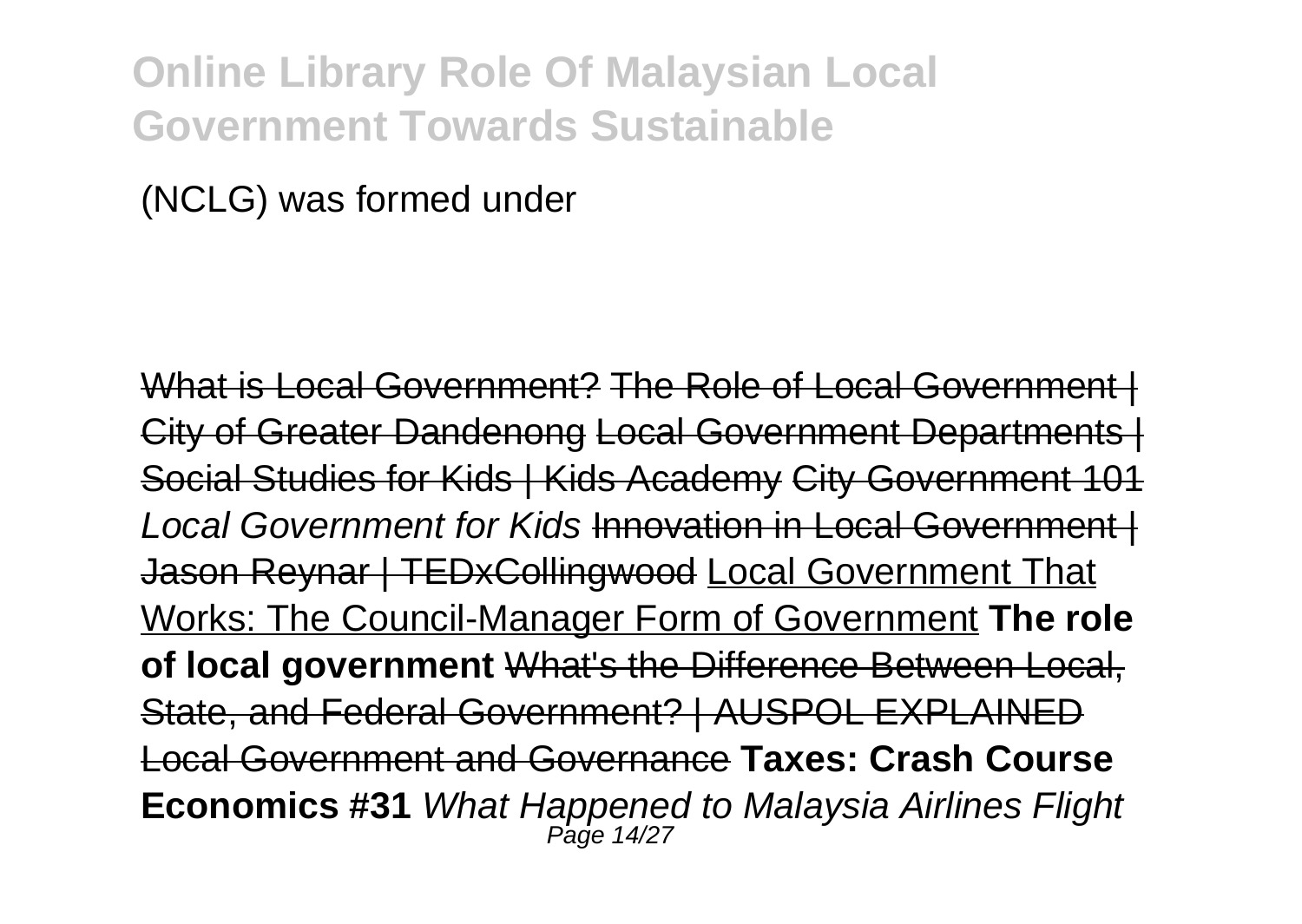(NCLG) was formed under

~~What is Local Government?~~ ~~The Role of Local Government | City of Greater Dandenong~~ ~~Local Government Departments | Social Studies for Kids | Kids Academy~~ ~~City Government 101~~ *Local Government for Kids* ~~Innovation in Local Government | Jason Reynar | TEDxCollingwood~~ Local Government That Works: The Council-Manager Form of Government **The role of local government** ~~What's the Difference Between Local, State, and Federal Government? | AUSPOL EXPLAINED~~ ~~Local Government and Governance~~ **Taxes: Crash Course Economics #31** *What Happened to Malaysia Airlines Flight*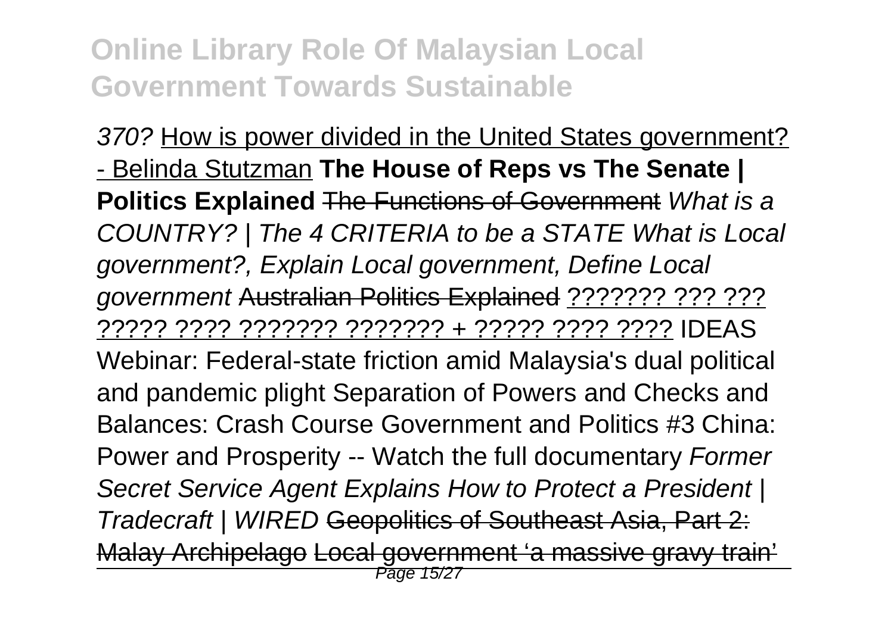370? How is power divided in the United States government? - Belinda Stutzman **The House of Reps vs The Senate | Politics Explained** ~~The Functions of Government~~ *What is a COUNTRY? | The 4 CRITERIA to be a STATE* *What is Local government?, Explain Local government, Define Local government* ~~Australian Politics Explained~~ ??????? ??? ??? ????? ???? ??????? ??????? + ????? ???? ???? IDEAS Webinar: Federal-state friction amid Malaysia's dual political and pandemic plight Separation of Powers and Checks and Balances: Crash Course Government and Politics #3 China: Power and Prosperity -- Watch the full documentary *Former Secret Service Agent Explains How to Protect a President | Tradecraft | WIRED* ~~Geopolitics of Southeast Asia, Part 2: Malay Archipelago~~ ~~Local government 'a massive gravy train'~~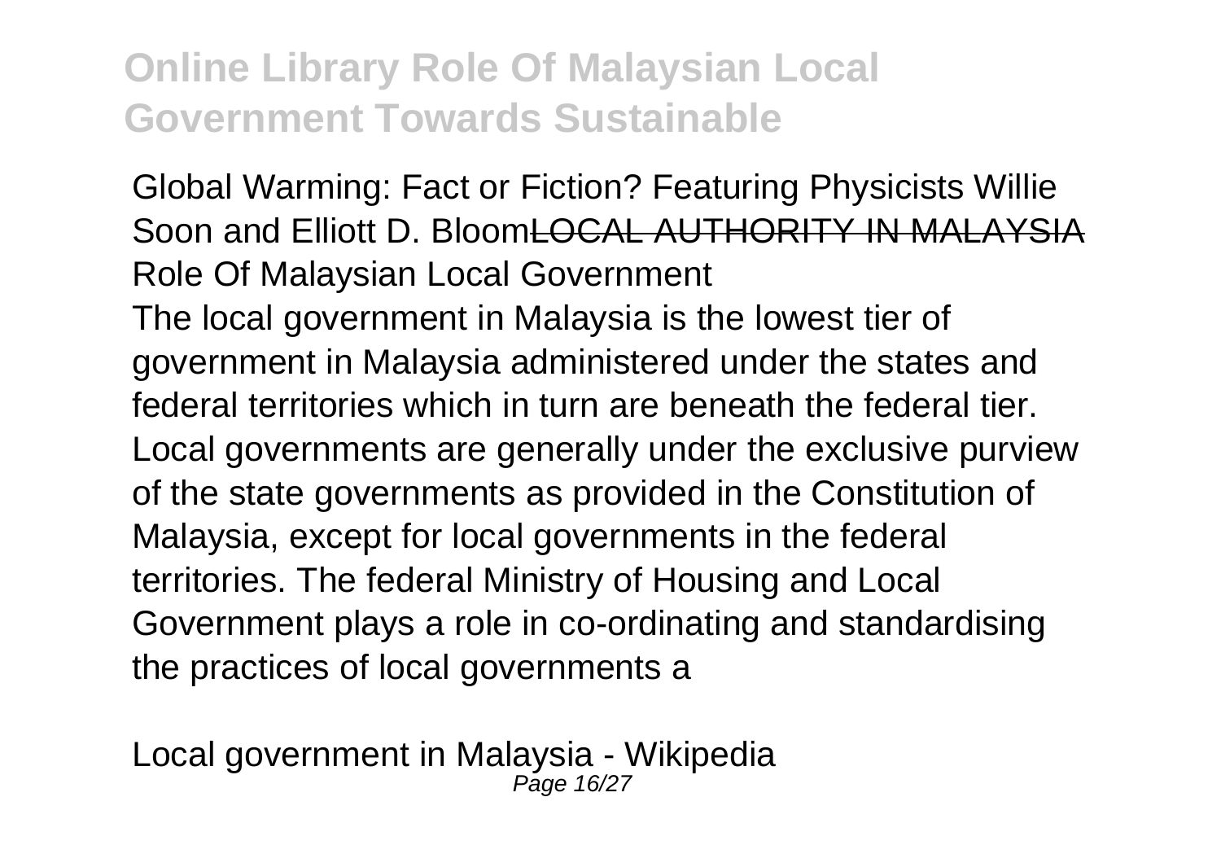Global Warming: Fact or Fiction? Featuring Physicists Willie Soon and Elliott D. Bloom~~LOCAL AUTHORITY IN MALAYSIA~~

Role Of Malaysian Local Government

The local government in Malaysia is the lowest tier of government in Malaysia administered under the states and federal territories which in turn are beneath the federal tier. Local governments are generally under the exclusive purview of the state governments as provided in the Constitution of Malaysia, except for local governments in the federal territories. The federal Ministry of Housing and Local Government plays a role in co-ordinating and standardising the practices of local governments a

Local government in Malaysia - Wikipedia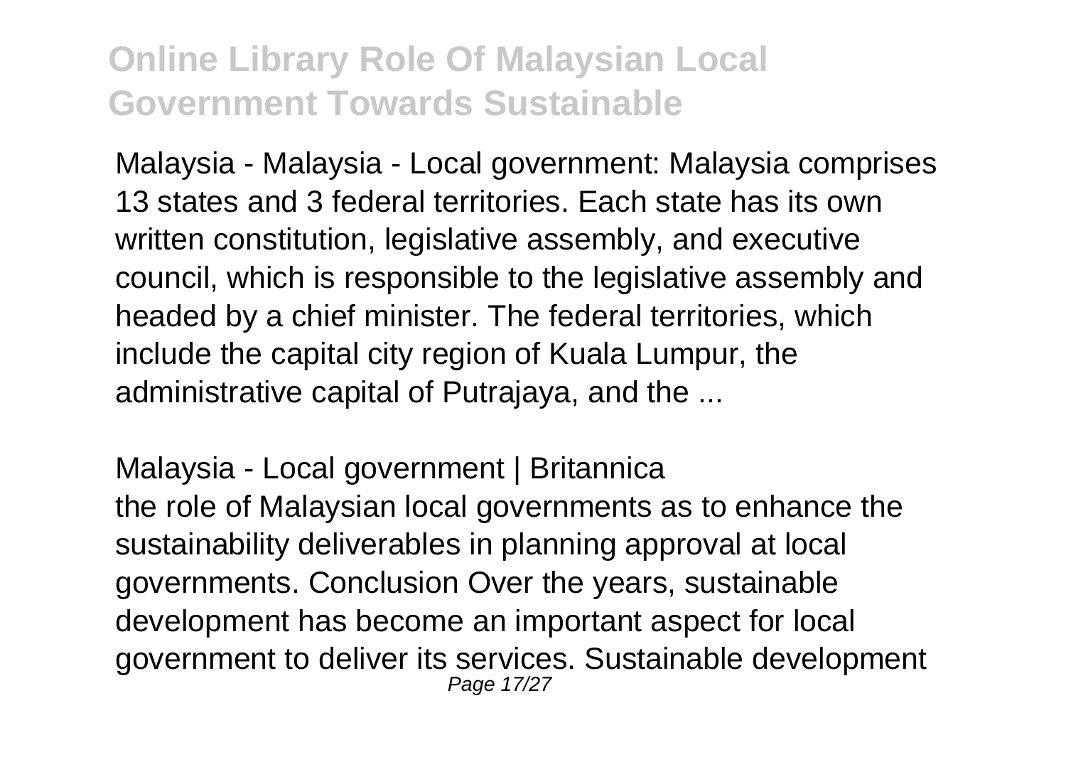Malaysia - Malaysia - Local government: Malaysia comprises 13 states and 3 federal territories. Each state has its own written constitution, legislative assembly, and executive council, which is responsible to the legislative assembly and headed by a chief minister. The federal territories, which include the capital city region of Kuala Lumpur, the administrative capital of Putrajaya, and the ...

Malaysia - Local government | Britannica
the role of Malaysian local governments as to enhance the sustainability deliverables in planning approval at local governments. Conclusion Over the years, sustainable development has become an important aspect for local government to deliver its services. Sustainable development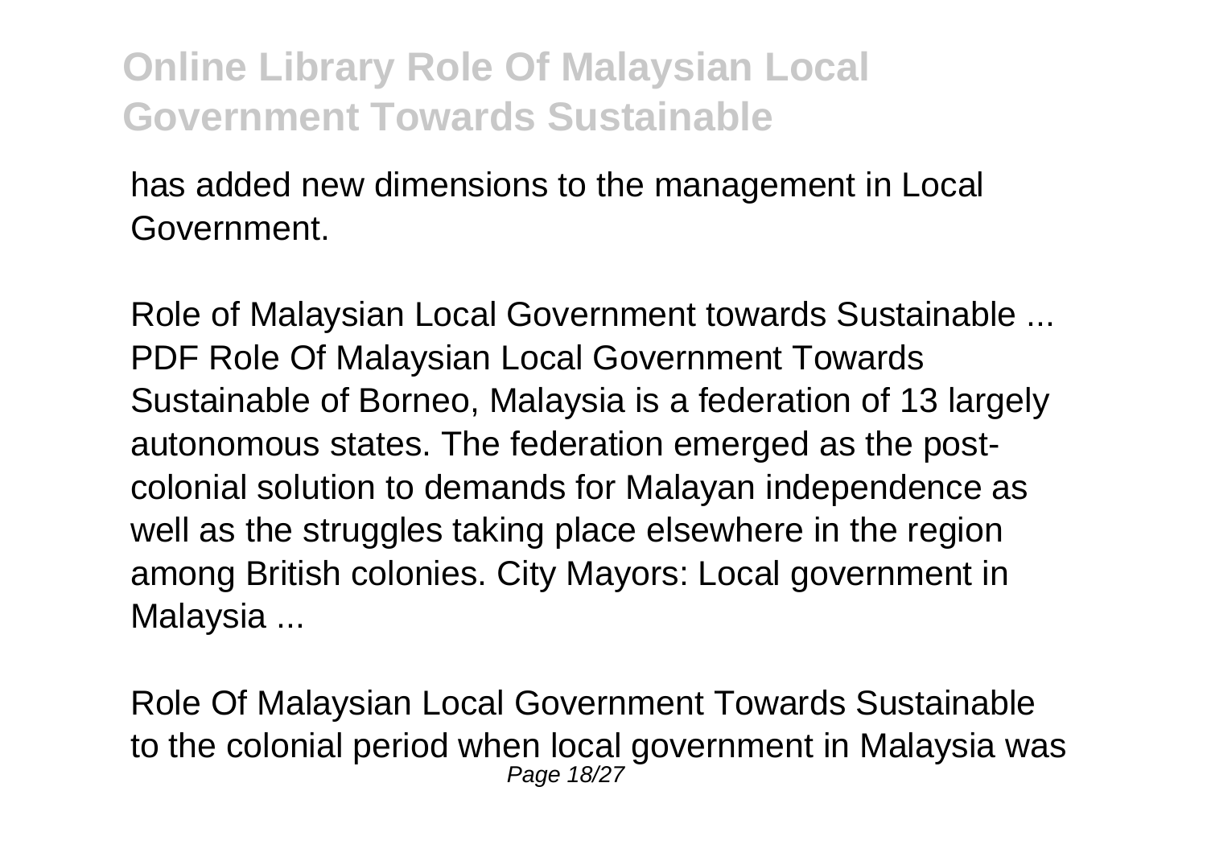has added new dimensions to the management in Local Government.

Role of Malaysian Local Government towards Sustainable ...
PDF Role Of Malaysian Local Government Towards Sustainable of Borneo, Malaysia is a federation of 13 largely autonomous states. The federation emerged as the post-colonial solution to demands for Malayan independence as well as the struggles taking place elsewhere in the region among British colonies. City Mayors: Local government in Malaysia ...

Role Of Malaysian Local Government Towards Sustainable
to the colonial period when local government in Malaysia was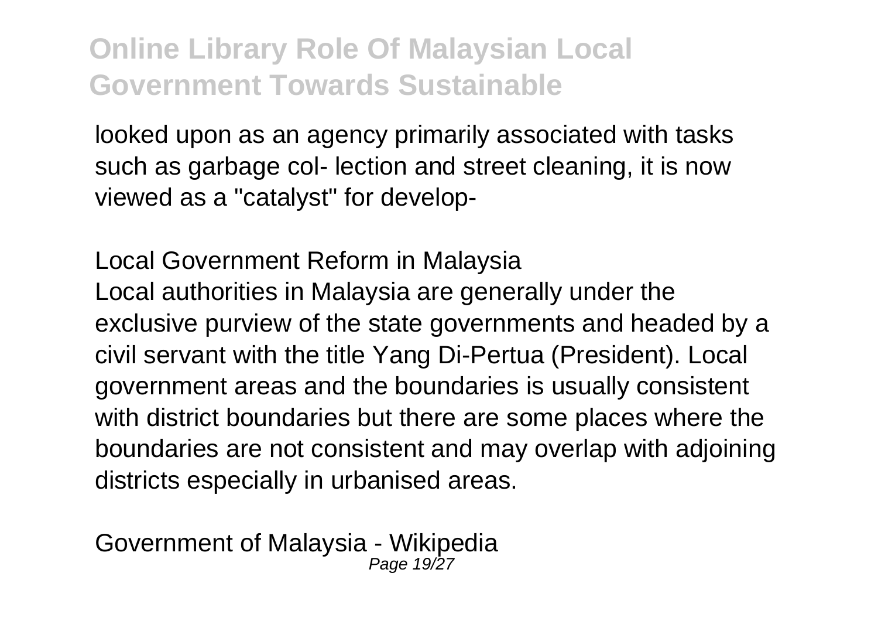looked upon as an agency primarily associated with tasks such as garbage col- lection and street cleaning, it is now viewed as a "catalyst" for develop-

Local Government Reform in Malaysia

Local authorities in Malaysia are generally under the exclusive purview of the state governments and headed by a civil servant with the title Yang Di-Pertua (President). Local government areas and the boundaries is usually consistent with district boundaries but there are some places where the boundaries are not consistent and may overlap with adjoining districts especially in urbanised areas.

Government of Malaysia - Wikipedia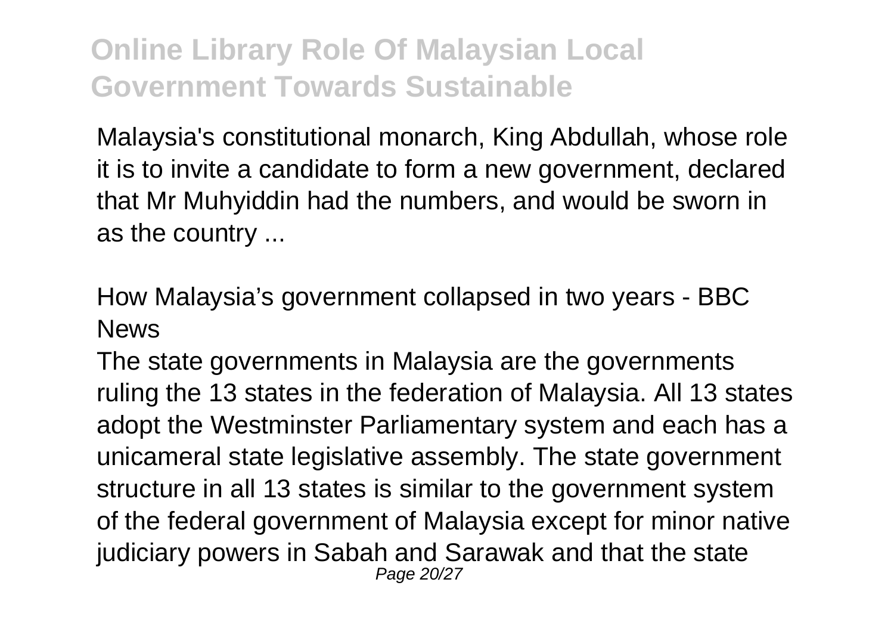Malaysia's constitutional monarch, King Abdullah, whose role it is to invite a candidate to form a new government, declared that Mr Muhyiddin had the numbers, and would be sworn in as the country ...

How Malaysia’s government collapsed in two years - BBC News

The state governments in Malaysia are the governments ruling the 13 states in the federation of Malaysia. All 13 states adopt the Westminster Parliamentary system and each has a unicameral state legislative assembly. The state government structure in all 13 states is similar to the government system of the federal government of Malaysia except for minor native judiciary powers in Sabah and Sarawak and that the state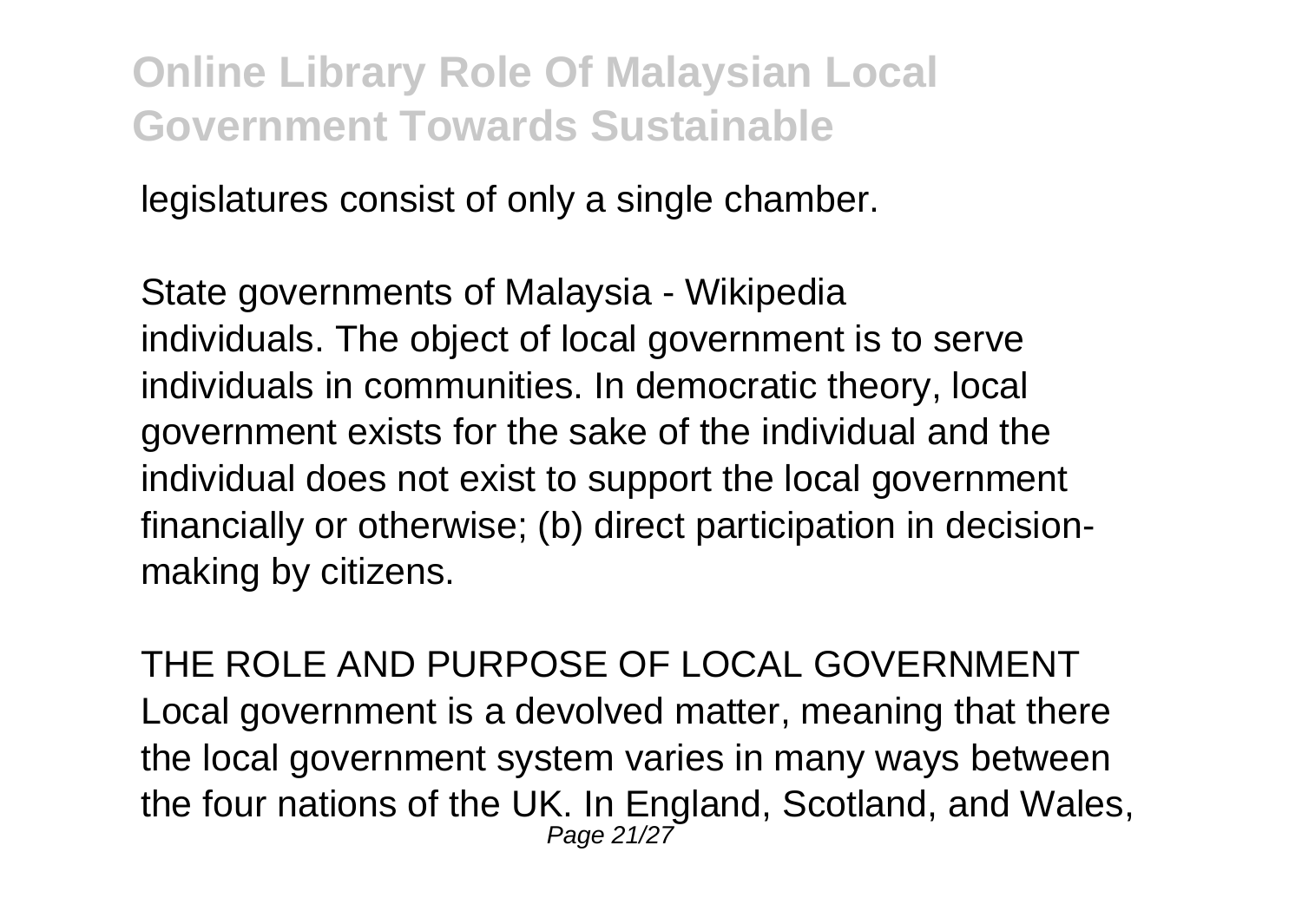legislatures consist of only a single chamber.

State governments of Malaysia - Wikipedia
individuals. The object of local government is to serve individuals in communities. In democratic theory, local government exists for the sake of the individual and the individual does not exist to support the local government financially or otherwise; (b) direct participation in decision-making by citizens.

THE ROLE AND PURPOSE OF LOCAL GOVERNMENT
Local government is a devolved matter, meaning that there the local government system varies in many ways between the four nations of the UK. In England, Scotland, and Wales,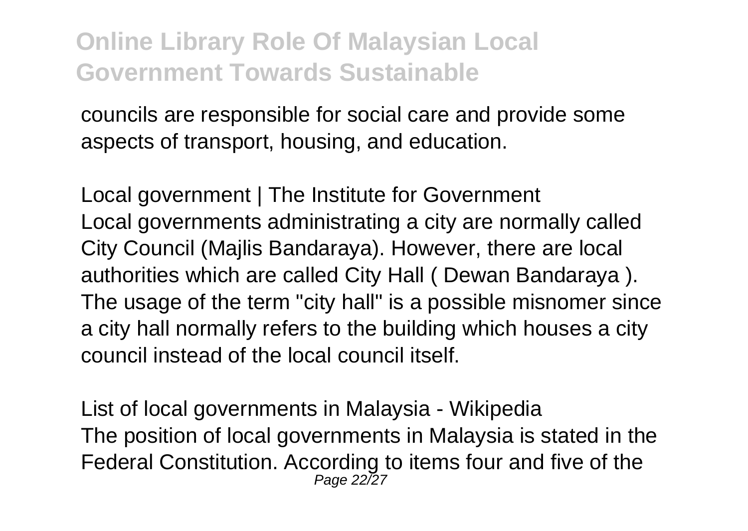councils are responsible for social care and provide some aspects of transport, housing, and education.

Local government | The Institute for Government
Local governments administrating a city are normally called City Council (Majlis Bandaraya). However, there are local authorities which are called City Hall ( Dewan Bandaraya ). The usage of the term "city hall" is a possible misnomer since a city hall normally refers to the building which houses a city council instead of the local council itself.

List of local governments in Malaysia - Wikipedia
The position of local governments in Malaysia is stated in the Federal Constitution. According to items four and five of the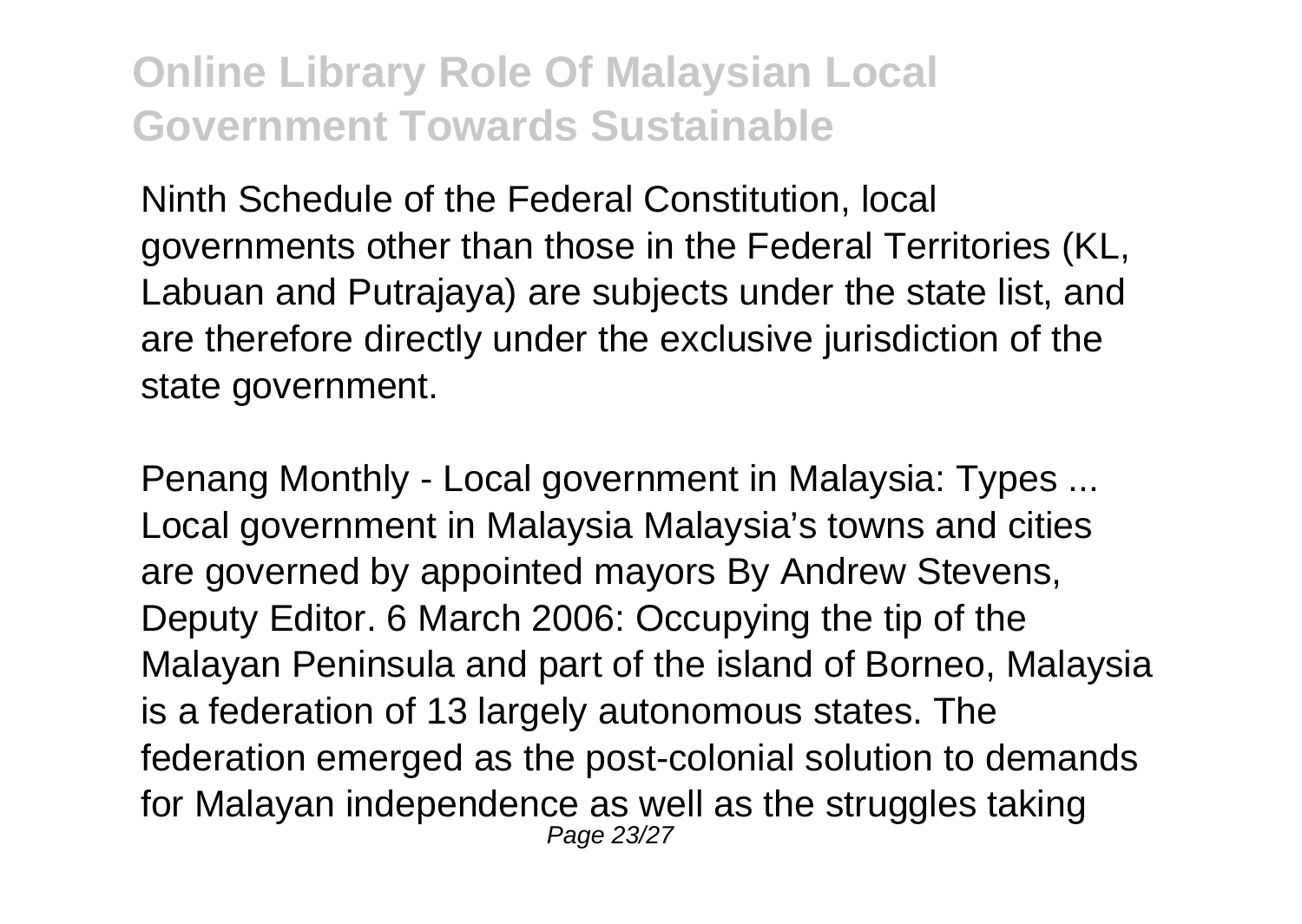Ninth Schedule of the Federal Constitution, local governments other than those in the Federal Territories (KL, Labuan and Putrajaya) are subjects under the state list, and are therefore directly under the exclusive jurisdiction of the state government.

Penang Monthly - Local government in Malaysia: Types ...
Local government in Malaysia Malaysia's towns and cities are governed by appointed mayors By Andrew Stevens, Deputy Editor. 6 March 2006: Occupying the tip of the Malayan Peninsula and part of the island of Borneo, Malaysia is a federation of 13 largely autonomous states. The federation emerged as the post-colonial solution to demands for Malayan independence as well as the struggles taking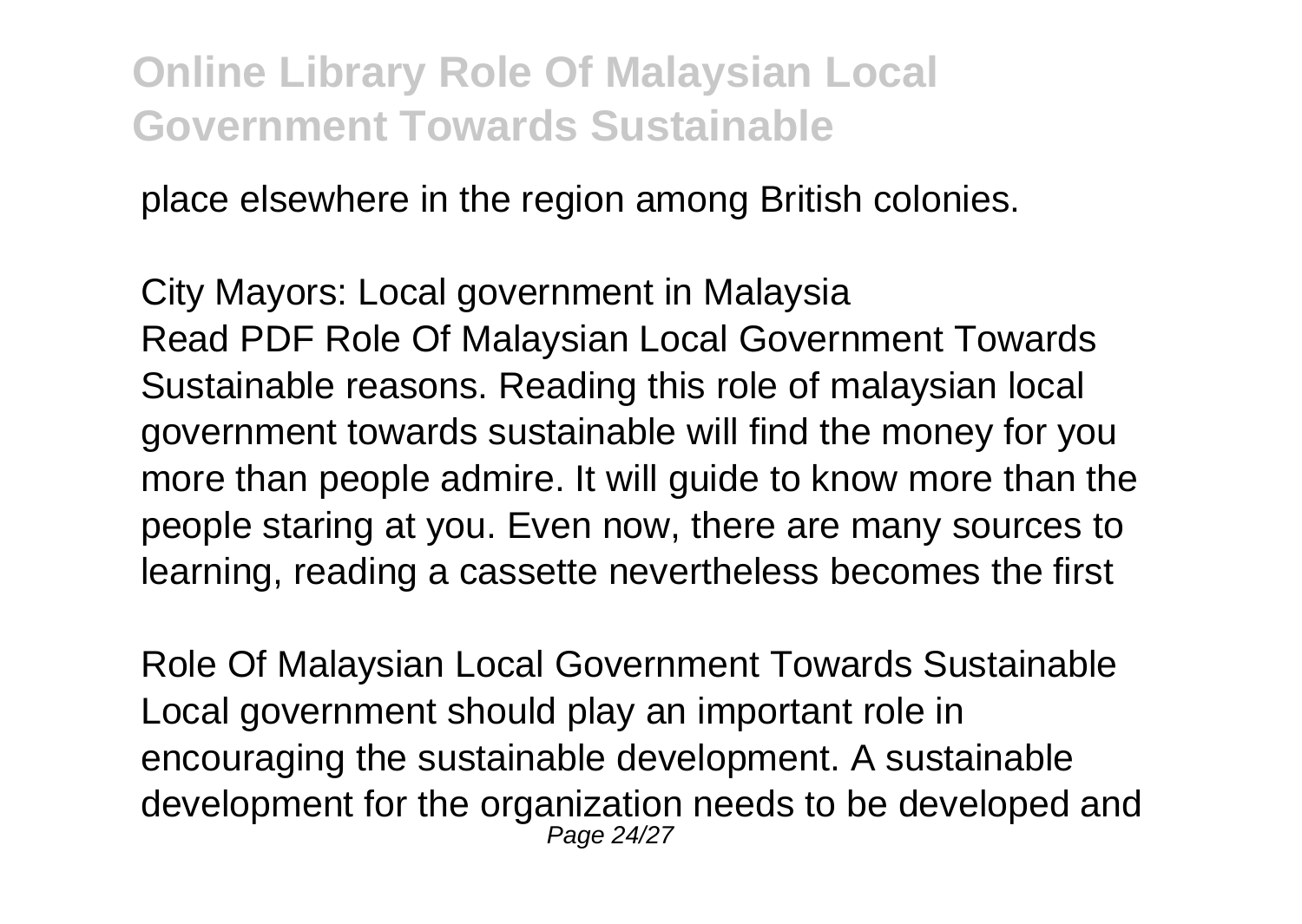place elsewhere in the region among British colonies.

City Mayors: Local government in Malaysia
Read PDF Role Of Malaysian Local Government Towards Sustainable reasons. Reading this role of malaysian local government towards sustainable will find the money for you more than people admire. It will guide to know more than the people staring at you. Even now, there are many sources to learning, reading a cassette nevertheless becomes the first

Role Of Malaysian Local Government Towards Sustainable
Local government should play an important role in encouraging the sustainable development. A sustainable development for the organization needs to be developed and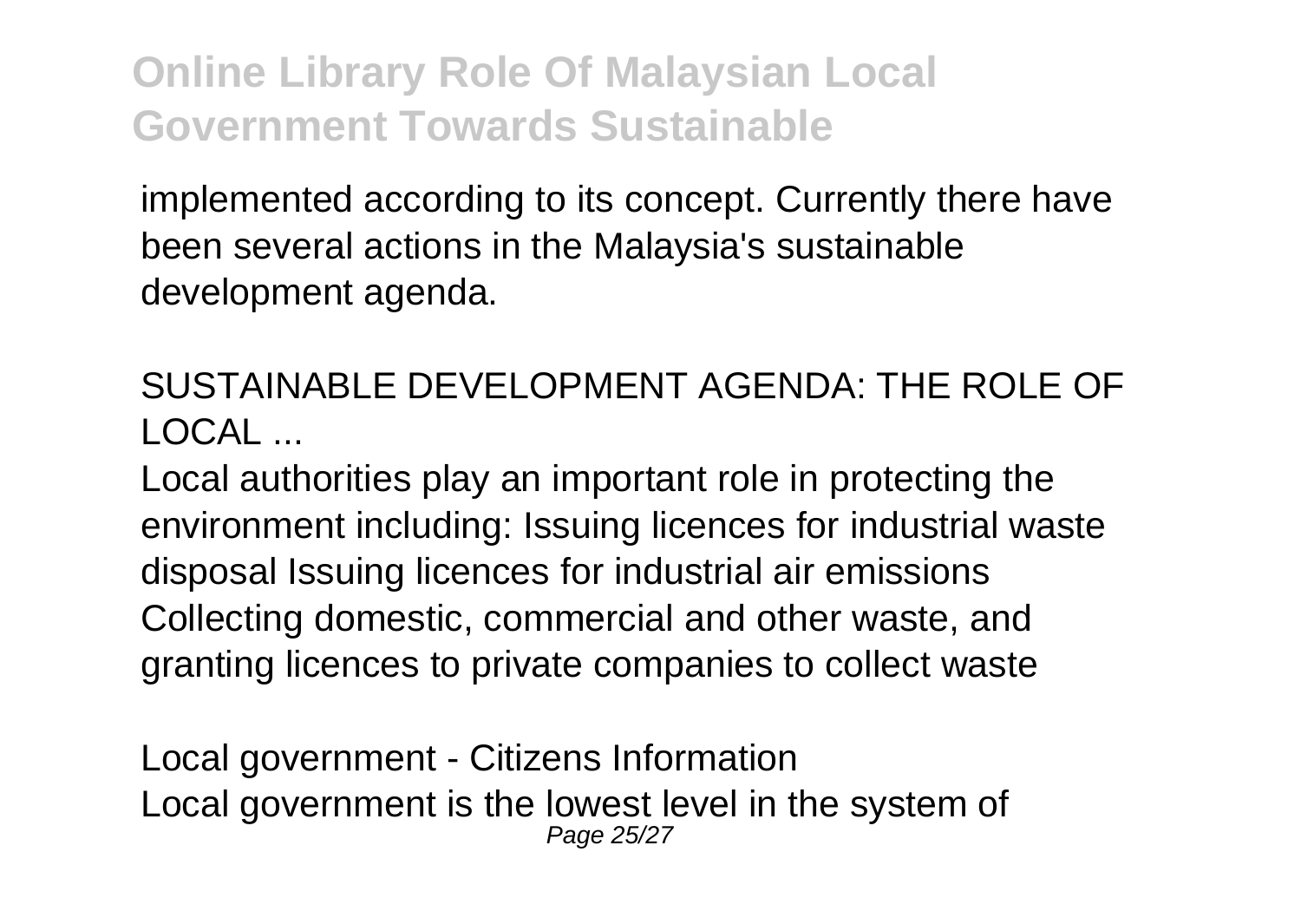implemented according to its concept. Currently there have been several actions in the Malaysia's sustainable development agenda.

SUSTAINABLE DEVELOPMENT AGENDA: THE ROLE OF LOCAL ...

Local authorities play an important role in protecting the environment including: Issuing licences for industrial waste disposal Issuing licences for industrial air emissions Collecting domestic, commercial and other waste, and granting licences to private companies to collect waste

Local government - Citizens Information

Local government is the lowest level in the system of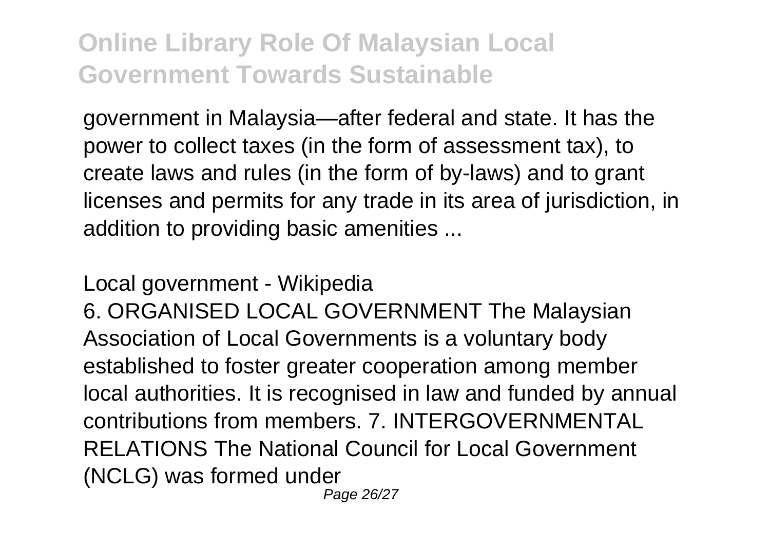government in Malaysia—after federal and state. It has the power to collect taxes (in the form of assessment tax), to create laws and rules (in the form of by-laws) and to grant licenses and permits for any trade in its area of jurisdiction, in addition to providing basic amenities ...

Local government - Wikipedia

6. ORGANISED LOCAL GOVERNMENT The Malaysian Association of Local Governments is a voluntary body established to foster greater cooperation among member local authorities. It is recognised in law and funded by annual contributions from members. 7. INTERGOVERNMENTAL RELATIONS The National Council for Local Government (NCLG) was formed under